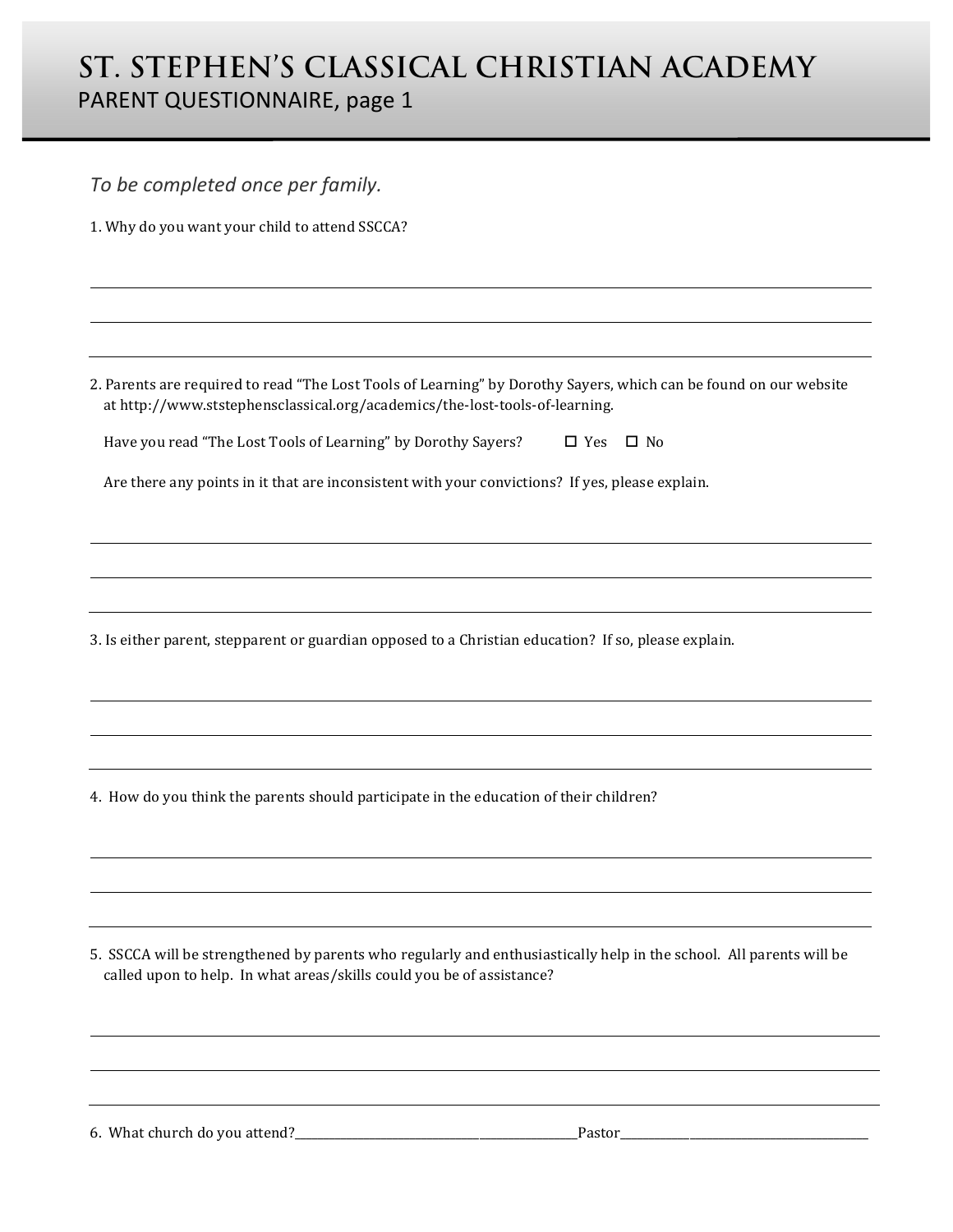# ST. STEPHEN'S CLASSICAL CHRISTIAN ACADEMY

## PARENT QUESTIONNAIRE, page 1

*To be completed once per family.*

1. Why do you want your child to attend SSCCA?

_______________________________________________________________________________

_______________________________________________________________________________

_______________________________________________________________________________

2. Parents are required to read "The Lost Tools of Learning" by Dorothy Sayers, which can be found on our website at http://www.ststephensclassical.org/academics/the-lost-tools-of-learning.

   Have you read "The Lost Tools of Learning" by Dorothy Sayers? ☐ Yes ☐ No

   Are there any points in it that are inconsistent with your convictions? If yes, please explain.

_______________________________________________________________________________

_______________________________________________________________________________

_______________________________________________________________________________

3. Is either parent, stepparent or guardian opposed to a Christian education? If so, please explain.

_______________________________________________________________________________

_______________________________________________________________________________

_______________________________________________________________________________

4. How do you think the parents should participate in the education of their children?

_______________________________________________________________________________

_______________________________________________________________________________

_______________________________________________________________________________

5. SSCCA will be strengthened by parents who regularly and enthusiastically help in the school. All parents will be called upon to help. In what areas/skills could you be of assistance?

_______________________________________________________________________________

_______________________________________________________________________________

_______________________________________________________________________________

6. What church do you attend?_______________________________Pastor_______________________________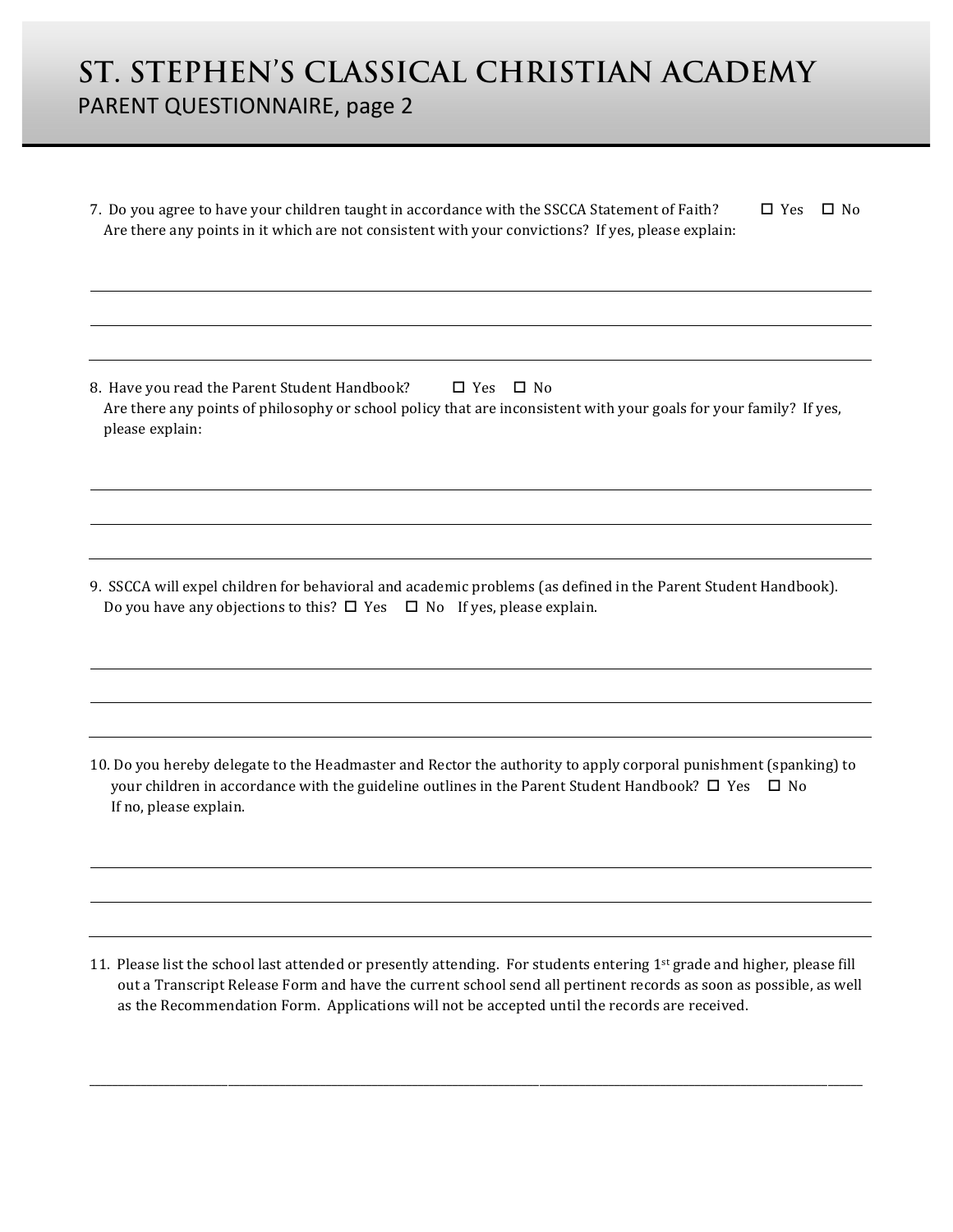# ST. STEPHEN'S CLASSICAL CHRISTIAN ACADEMY

PARENT QUESTIONNAIRE, page 2

7. Do you agree to have your children taught in accordance with the SSCCA Statement of Faith? ☐ Yes ☐ No
   Are there any points in it which are not consistent with your convictions? If yes, please explain:

\_\_\_\_\_\_\_\_\_\_\_\_\_\_\_\_\_\_\_\_\_\_\_\_\_\_\_\_\_\_\_\_\_\_\_\_\_\_\_\_\_\_\_\_\_\_\_\_\_\_\_\_\_\_\_\_\_\_\_\_

\_\_\_\_\_\_\_\_\_\_\_\_\_\_\_\_\_\_\_\_\_\_\_\_\_\_\_\_\_\_\_\_\_\_\_\_\_\_\_\_\_\_\_\_\_\_\_\_\_\_\_\_\_\_\_\_\_\_\_\_

\_\_\_\_\_\_\_\_\_\_\_\_\_\_\_\_\_\_\_\_\_\_\_\_\_\_\_\_\_\_\_\_\_\_\_\_\_\_\_\_\_\_\_\_\_\_\_\_\_\_\_\_\_\_\_\_\_\_\_\_

8. Have you read the Parent Student Handbook? ☐ Yes ☐ No
   Are there any points of philosophy or school policy that are inconsistent with your goals for your family? If yes, please explain:

\_\_\_\_\_\_\_\_\_\_\_\_\_\_\_\_\_\_\_\_\_\_\_\_\_\_\_\_\_\_\_\_\_\_\_\_\_\_\_\_\_\_\_\_\_\_\_\_\_\_\_\_\_\_\_\_\_\_\_\_

\_\_\_\_\_\_\_\_\_\_\_\_\_\_\_\_\_\_\_\_\_\_\_\_\_\_\_\_\_\_\_\_\_\_\_\_\_\_\_\_\_\_\_\_\_\_\_\_\_\_\_\_\_\_\_\_\_\_\_\_

\_\_\_\_\_\_\_\_\_\_\_\_\_\_\_\_\_\_\_\_\_\_\_\_\_\_\_\_\_\_\_\_\_\_\_\_\_\_\_\_\_\_\_\_\_\_\_\_\_\_\_\_\_\_\_\_\_\_\_\_

9. SSCCA will expel children for behavioral and academic problems (as defined in the Parent Student Handbook).
   Do you have any objections to this? ☐ Yes ☐ No If yes, please explain.

\_\_\_\_\_\_\_\_\_\_\_\_\_\_\_\_\_\_\_\_\_\_\_\_\_\_\_\_\_\_\_\_\_\_\_\_\_\_\_\_\_\_\_\_\_\_\_\_\_\_\_\_\_\_\_\_\_\_\_\_

\_\_\_\_\_\_\_\_\_\_\_\_\_\_\_\_\_\_\_\_\_\_\_\_\_\_\_\_\_\_\_\_\_\_\_\_\_\_\_\_\_\_\_\_\_\_\_\_\_\_\_\_\_\_\_\_\_\_\_\_

\_\_\_\_\_\_\_\_\_\_\_\_\_\_\_\_\_\_\_\_\_\_\_\_\_\_\_\_\_\_\_\_\_\_\_\_\_\_\_\_\_\_\_\_\_\_\_\_\_\_\_\_\_\_\_\_\_\_\_\_

10. Do you hereby delegate to the Headmaster and Rector the authority to apply corporal punishment (spanking) to your children in accordance with the guideline outlines in the Parent Student Handbook? ☐ Yes ☐ No
    If no, please explain.

\_\_\_\_\_\_\_\_\_\_\_\_\_\_\_\_\_\_\_\_\_\_\_\_\_\_\_\_\_\_\_\_\_\_\_\_\_\_\_\_\_\_\_\_\_\_\_\_\_\_\_\_\_\_\_\_\_\_\_\_

\_\_\_\_\_\_\_\_\_\_\_\_\_\_\_\_\_\_\_\_\_\_\_\_\_\_\_\_\_\_\_\_\_\_\_\_\_\_\_\_\_\_\_\_\_\_\_\_\_\_\_\_\_\_\_\_\_\_\_\_

\_\_\_\_\_\_\_\_\_\_\_\_\_\_\_\_\_\_\_\_\_\_\_\_\_\_\_\_\_\_\_\_\_\_\_\_\_\_\_\_\_\_\_\_\_\_\_\_\_\_\_\_\_\_\_\_\_\_\_\_

11. Please list the school last attended or presently attending. For students entering 1st grade and higher, please fill out a Transcript Release Form and have the current school send all pertinent records as soon as possible, as well as the Recommendation Form. Applications will not be accepted until the records are received.

\_\_\_\_\_\_\_\_\_\_\_\_\_\_\_\_\_\_\_\_\_\_\_\_\_\_\_\_\_\_\_\_\_\_\_\_\_\_\_\_\_\_\_\_\_\_\_\_\_\_\_\_\_\_\_\_\_\_\_\_